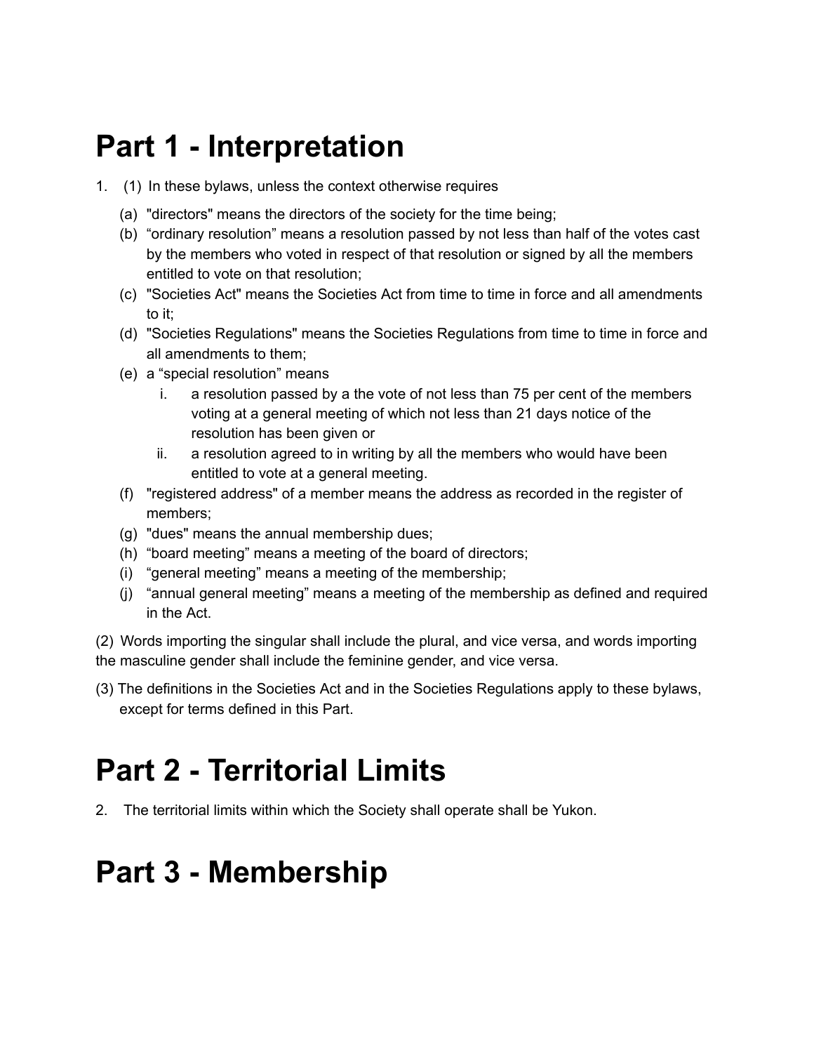# Part 1 - Interpretation

1. (1) In these bylaws, unless the context otherwise requires

   (a) "directors" means the directors of the society for the time being;

   (b) “ordinary resolution” means a resolution passed by not less than half of the votes cast by the members who voted in respect of that resolution or signed by all the members entitled to vote on that resolution;

   (c) "Societies Act" means the Societies Act from time to time in force and all amendments to it;

   (d) "Societies Regulations" means the Societies Regulations from time to time in force and all amendments to them;

   (e) a “special resolution” means

      i. a resolution passed by a the vote of not less than 75 per cent of the members voting at a general meeting of which not less than 21 days notice of the resolution has been given or

      ii. a resolution agreed to in writing by all the members who would have been entitled to vote at a general meeting.

   (f) "registered address" of a member means the address as recorded in the register of members;

   (g) "dues" means the annual membership dues;

   (h) “board meeting” means a meeting of the board of directors;

   (i) “general meeting” means a meeting of the membership;

   (j) “annual general meeting” means a meeting of the membership as defined and required in the Act.

(2) Words importing the singular shall include the plural, and vice versa, and words importing the masculine gender shall include the feminine gender, and vice versa.

(3) The definitions in the Societies Act and in the Societies Regulations apply to these bylaws, except for terms defined in this Part.

# Part 2 - Territorial Limits

2. The territorial limits within which the Society shall operate shall be Yukon.

# Part 3 - Membership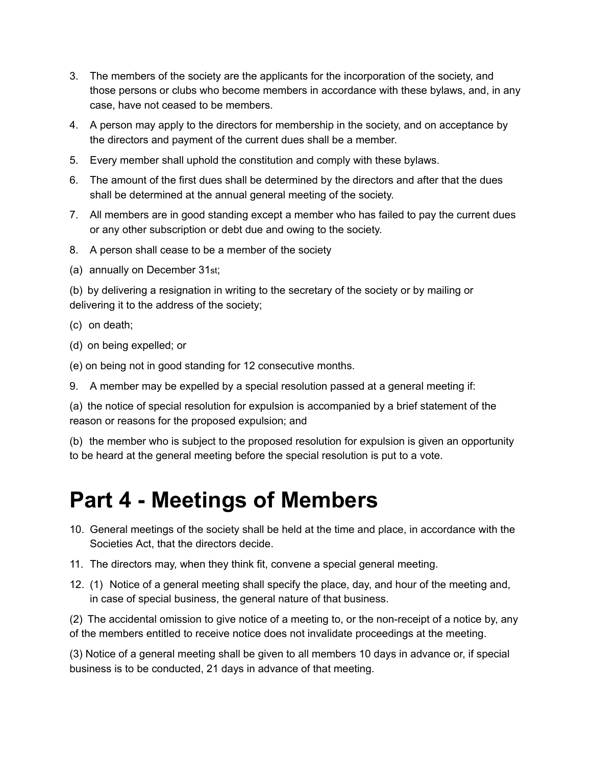3. The members of the society are the applicants for the incorporation of the society, and those persons or clubs who become members in accordance with these bylaws, and, in any case, have not ceased to be members.
4. A person may apply to the directors for membership in the society, and on acceptance by the directors and payment of the current dues shall be a member.
5. Every member shall uphold the constitution and comply with these bylaws.
6. The amount of the first dues shall be determined by the directors and after that the dues shall be determined at the annual general meeting of the society.
7. All members are in good standing except a member who has failed to pay the current dues or any other subscription or debt due and owing to the society.
8. A person shall cease to be a member of the society

(a) annually on December 31st;

(b) by delivering a resignation in writing to the secretary of the society or by mailing or delivering it to the address of the society;

(c) on death;

(d) on being expelled; or

(e) on being not in good standing for 12 consecutive months.

9. A member may be expelled by a special resolution passed at a general meeting if:

(a) the notice of special resolution for expulsion is accompanied by a brief statement of the reason or reasons for the proposed expulsion; and

(b) the member who is subject to the proposed resolution for expulsion is given an opportunity to be heard at the general meeting before the special resolution is put to a vote.

# Part 4 - Meetings of Members

10. General meetings of the society shall be held at the time and place, in accordance with the Societies Act, that the directors decide.
11. The directors may, when they think fit, convene a special general meeting.
12. (1) Notice of a general meeting shall specify the place, day, and hour of the meeting and, in case of special business, the general nature of that business.

(2) The accidental omission to give notice of a meeting to, or the non-receipt of a notice by, any of the members entitled to receive notice does not invalidate proceedings at the meeting.

(3) Notice of a general meeting shall be given to all members 10 days in advance or, if special business is to be conducted, 21 days in advance of that meeting.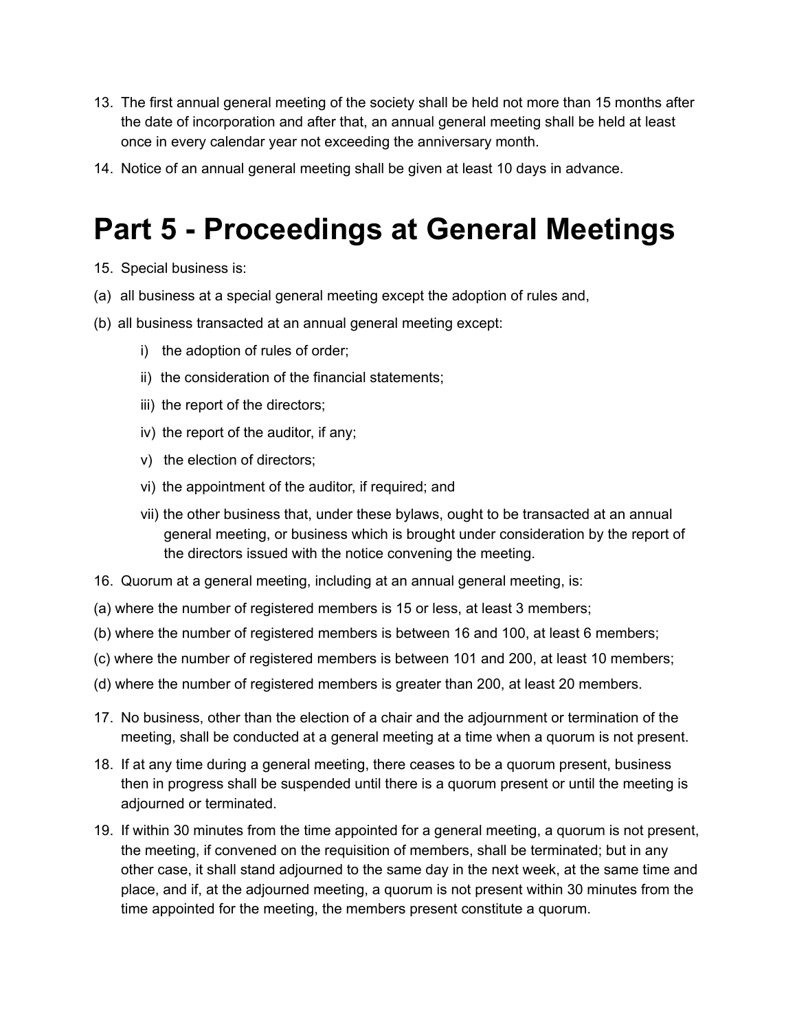13. The first annual general meeting of the society shall be held not more than 15 months after the date of incorporation and after that, an annual general meeting shall be held at least once in every calendar year not exceeding the anniversary month.

14. Notice of an annual general meeting shall be given at least 10 days in advance.

# Part 5 - Proceedings at General Meetings

15. Special business is:

(a) all business at a special general meeting except the adoption of rules and,

(b) all business transacted at an annual general meeting except:

   i) the adoption of rules of order;

   ii) the consideration of the financial statements;

   iii) the report of the directors;

   iv) the report of the auditor, if any;

   v) the election of directors;

   vi) the appointment of the auditor, if required; and

   vii) the other business that, under these bylaws, ought to be transacted at an annual general meeting, or business which is brought under consideration by the report of the directors issued with the notice convening the meeting.

16. Quorum at a general meeting, including at an annual general meeting, is:

(a) where the number of registered members is 15 or less, at least 3 members;

(b) where the number of registered members is between 16 and 100, at least 6 members;

(c) where the number of registered members is between 101 and 200, at least 10 members;

(d) where the number of registered members is greater than 200, at least 20 members.

17. No business, other than the election of a chair and the adjournment or termination of the meeting, shall be conducted at a general meeting at a time when a quorum is not present.

18. If at any time during a general meeting, there ceases to be a quorum present, business then in progress shall be suspended until there is a quorum present or until the meeting is adjourned or terminated.

19. If within 30 minutes from the time appointed for a general meeting, a quorum is not present, the meeting, if convened on the requisition of members, shall be terminated; but in any other case, it shall stand adjourned to the same day in the next week, at the same time and place, and if, at the adjourned meeting, a quorum is not present within 30 minutes from the time appointed for the meeting, the members present constitute a quorum.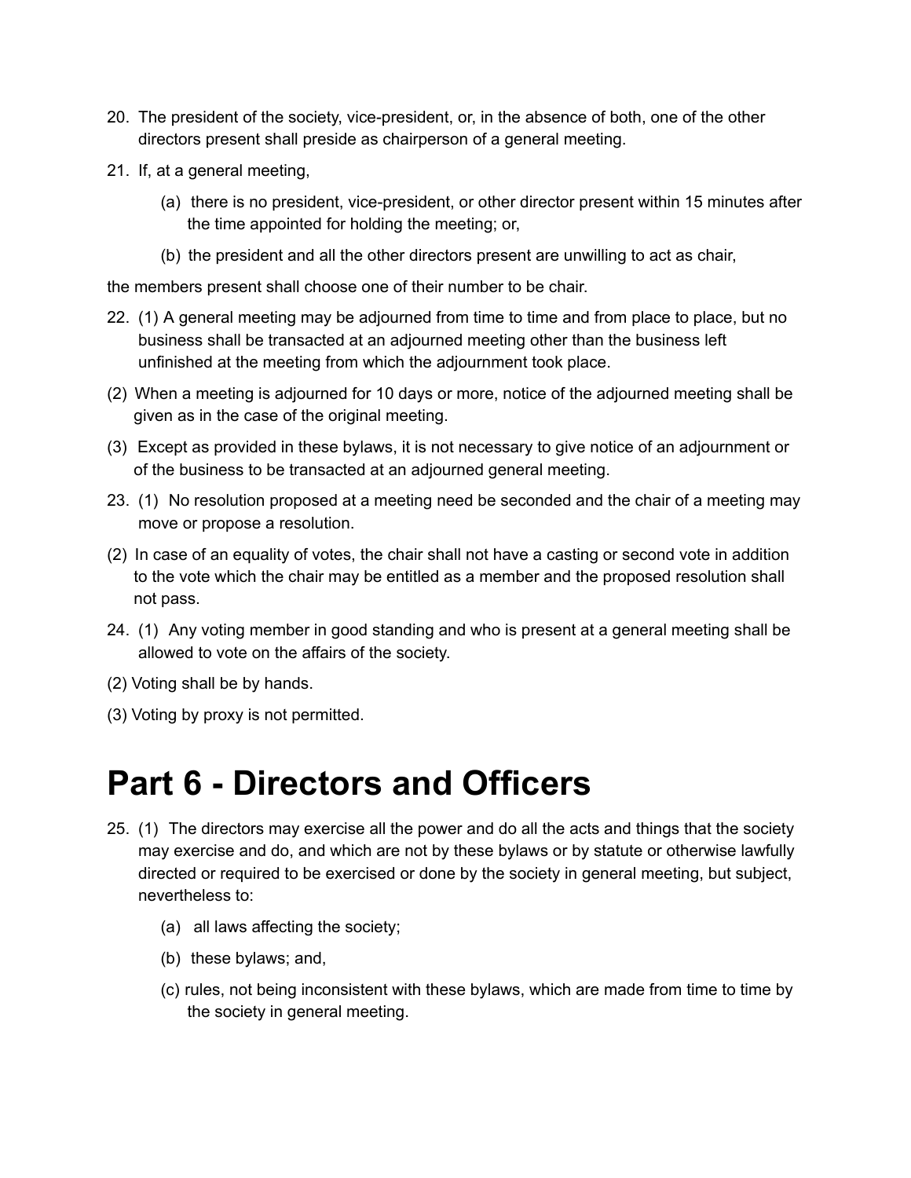20. The president of the society, vice-president, or, in the absence of both, one of the other directors present shall preside as chairperson of a general meeting.

21. If, at a general meeting,

    (a) there is no president, vice-president, or other director present within 15 minutes after the time appointed for holding the meeting; or,

    (b) the president and all the other directors present are unwilling to act as chair,

the members present shall choose one of their number to be chair.

22. (1) A general meeting may be adjourned from time to time and from place to place, but no business shall be transacted at an adjourned meeting other than the business left unfinished at the meeting from which the adjournment took place.

(2) When a meeting is adjourned for 10 days or more, notice of the adjourned meeting shall be given as in the case of the original meeting.

(3) Except as provided in these bylaws, it is not necessary to give notice of an adjournment or of the business to be transacted at an adjourned general meeting.

23. (1) No resolution proposed at a meeting need be seconded and the chair of a meeting may move or propose a resolution.

(2) In case of an equality of votes, the chair shall not have a casting or second vote in addition to the vote which the chair may be entitled as a member and the proposed resolution shall not pass.

24. (1) Any voting member in good standing and who is present at a general meeting shall be allowed to vote on the affairs of the society.

(2) Voting shall be by hands.

(3) Voting by proxy is not permitted.

# Part 6 - Directors and Officers

25. (1) The directors may exercise all the power and do all the acts and things that the society may exercise and do, and which are not by these bylaws or by statute or otherwise lawfully directed or required to be exercised or done by the society in general meeting, but subject, nevertheless to:

    (a) all laws affecting the society;

    (b) these bylaws; and,

    (c) rules, not being inconsistent with these bylaws, which are made from time to time by the society in general meeting.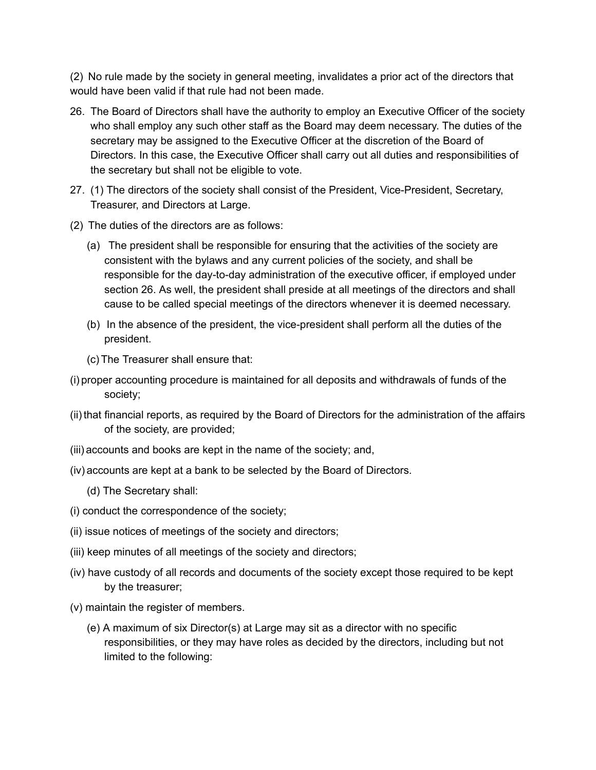(2) No rule made by the society in general meeting, invalidates a prior act of the directors that would have been valid if that rule had not been made.

26. The Board of Directors shall have the authority to employ an Executive Officer of the society who shall employ any such other staff as the Board may deem necessary. The duties of the secretary may be assigned to the Executive Officer at the discretion of the Board of Directors. In this case, the Executive Officer shall carry out all duties and responsibilities of the secretary but shall not be eligible to vote.

27. (1) The directors of the society shall consist of the President, Vice-President, Secretary, Treasurer, and Directors at Large.

(2) The duties of the directors are as follows:

(a) The president shall be responsible for ensuring that the activities of the society are consistent with the bylaws and any current policies of the society, and shall be responsible for the day-to-day administration of the executive officer, if employed under section 26. As well, the president shall preside at all meetings of the directors and shall cause to be called special meetings of the directors whenever it is deemed necessary.

(b) In the absence of the president, the vice-president shall perform all the duties of the president.

(c) The Treasurer shall ensure that:

(i) proper accounting procedure is maintained for all deposits and withdrawals of funds of the society;

(ii) that financial reports, as required by the Board of Directors for the administration of the affairs of the society, are provided;

(iii) accounts and books are kept in the name of the society; and,

(iv) accounts are kept at a bank to be selected by the Board of Directors.

(d) The Secretary shall:

(i) conduct the correspondence of the society;

(ii) issue notices of meetings of the society and directors;

(iii) keep minutes of all meetings of the society and directors;

(iv) have custody of all records and documents of the society except those required to be kept by the treasurer;

(v) maintain the register of members.

(e) A maximum of six Director(s) at Large may sit as a director with no specific responsibilities, or they may have roles as decided by the directors, including but not limited to the following: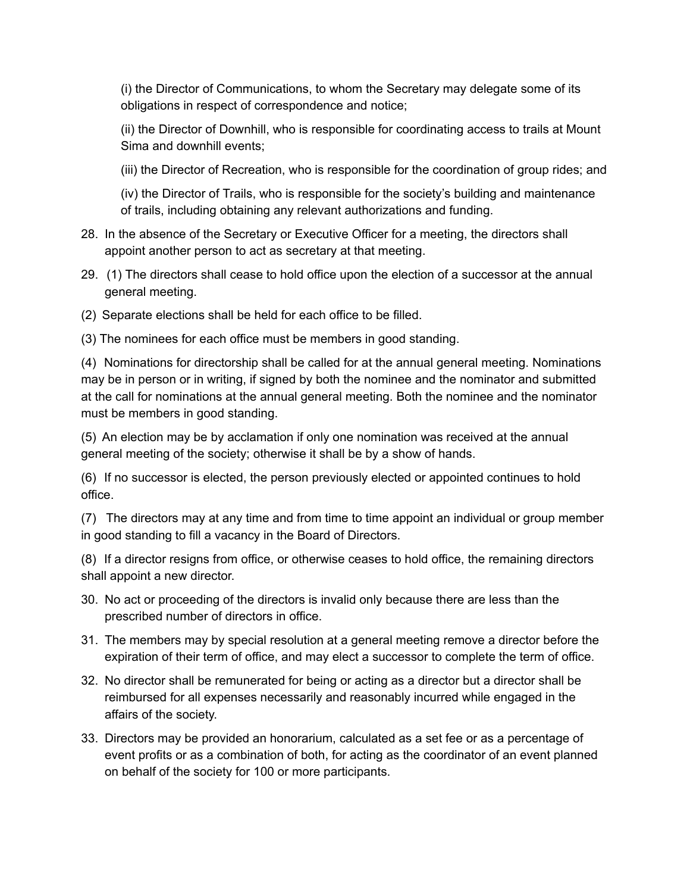(i) the Director of Communications, to whom the Secretary may delegate some of its obligations in respect of correspondence and notice;

(ii) the Director of Downhill, who is responsible for coordinating access to trails at Mount Sima and downhill events;

(iii) the Director of Recreation, who is responsible for the coordination of group rides; and

(iv) the Director of Trails, who is responsible for the society's building and maintenance of trails, including obtaining any relevant authorizations and funding.

28. In the absence of the Secretary or Executive Officer for a meeting, the directors shall appoint another person to act as secretary at that meeting.

29. (1) The directors shall cease to hold office upon the election of a successor at the annual general meeting.

(2) Separate elections shall be held for each office to be filled.

(3) The nominees for each office must be members in good standing.

(4) Nominations for directorship shall be called for at the annual general meeting. Nominations may be in person or in writing, if signed by both the nominee and the nominator and submitted at the call for nominations at the annual general meeting. Both the nominee and the nominator must be members in good standing.

(5) An election may be by acclamation if only one nomination was received at the annual general meeting of the society; otherwise it shall be by a show of hands.

(6) If no successor is elected, the person previously elected or appointed continues to hold office.

(7) The directors may at any time and from time to time appoint an individual or group member in good standing to fill a vacancy in the Board of Directors.

(8) If a director resigns from office, or otherwise ceases to hold office, the remaining directors shall appoint a new director.

30. No act or proceeding of the directors is invalid only because there are less than the prescribed number of directors in office.

31. The members may by special resolution at a general meeting remove a director before the expiration of their term of office, and may elect a successor to complete the term of office.

32. No director shall be remunerated for being or acting as a director but a director shall be reimbursed for all expenses necessarily and reasonably incurred while engaged in the affairs of the society.

33. Directors may be provided an honorarium, calculated as a set fee or as a percentage of event profits or as a combination of both, for acting as the coordinator of an event planned on behalf of the society for 100 or more participants.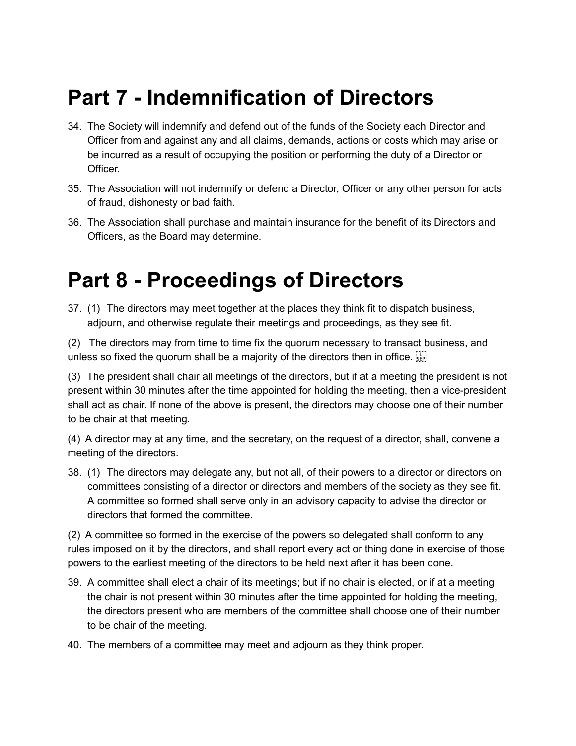# Part 7 - Indemnification of Directors

34. The Society will indemnify and defend out of the funds of the Society each Director and Officer from and against any and all claims, demands, actions or costs which may arise or be incurred as a result of occupying the position or performing the duty of a Director or Officer.
35. The Association will not indemnify or defend a Director, Officer or any other person for acts of fraud, dishonesty or bad faith.
36. The Association shall purchase and maintain insurance for the benefit of its Directors and Officers, as the Board may determine.

# Part 8 - Proceedings of Directors

37. (1) The directors may meet together at the places they think fit to dispatch business, adjourn, and otherwise regulate their meetings and proceedings, as they see fit.

(2) The directors may from time to time fix the quorum necessary to transact business, and unless so fixed the quorum shall be a majority of the directors then in office.

(3) The president shall chair all meetings of the directors, but if at a meeting the president is not present within 30 minutes after the time appointed for holding the meeting, then a vice-president shall act as chair. If none of the above is present, the directors may choose one of their number to be chair at that meeting.

(4) A director may at any time, and the secretary, on the request of a director, shall, convene a meeting of the directors.

38. (1) The directors may delegate any, but not all, of their powers to a director or directors on committees consisting of a director or directors and members of the society as they see fit. A committee so formed shall serve only in an advisory capacity to advise the director or directors that formed the committee.

(2) A committee so formed in the exercise of the powers so delegated shall conform to any rules imposed on it by the directors, and shall report every act or thing done in exercise of those powers to the earliest meeting of the directors to be held next after it has been done.

39. A committee shall elect a chair of its meetings; but if no chair is elected, or if at a meeting the chair is not present within 30 minutes after the time appointed for holding the meeting, the directors present who are members of the committee shall choose one of their number to be chair of the meeting.
40. The members of a committee may meet and adjourn as they think proper.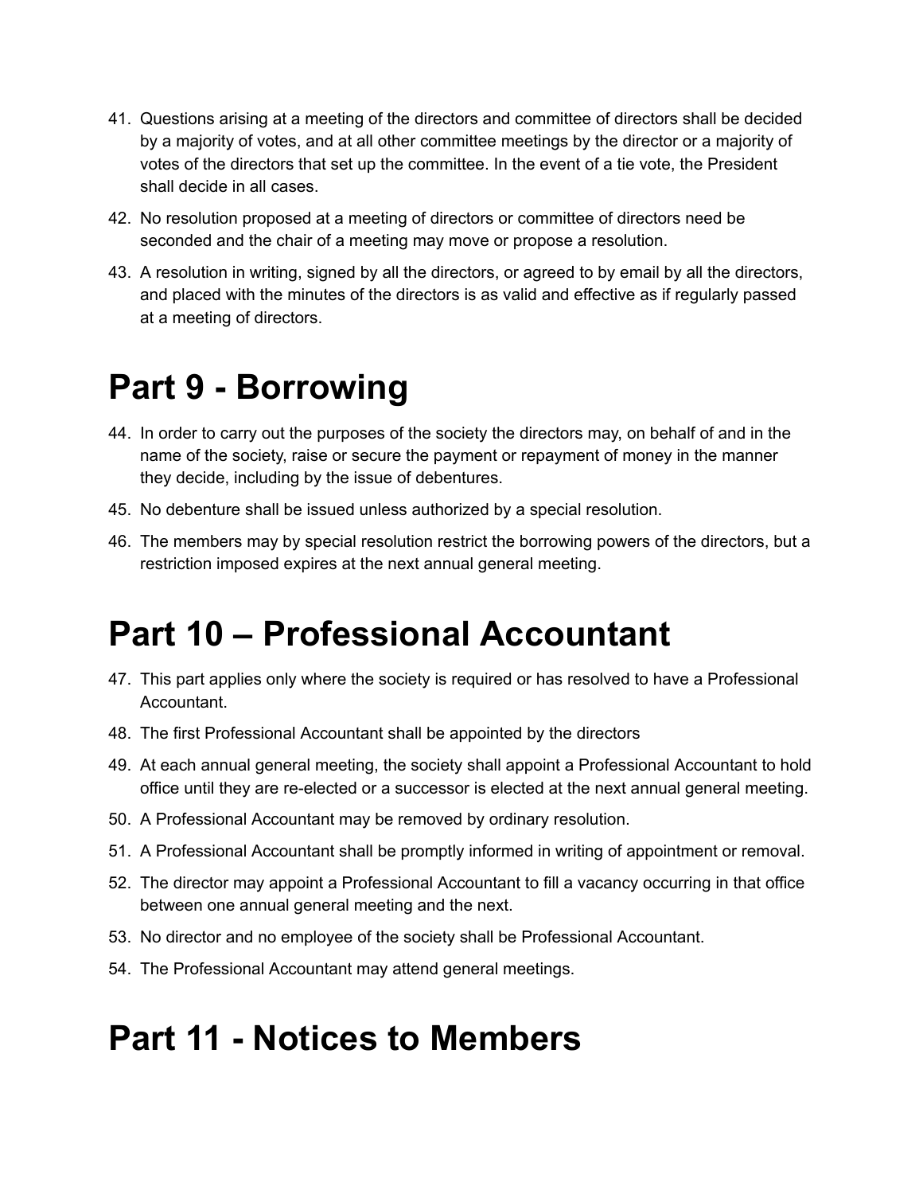41. Questions arising at a meeting of the directors and committee of directors shall be decided by a majority of votes, and at all other committee meetings by the director or a majority of votes of the directors that set up the committee. In the event of a tie vote, the President shall decide in all cases.
42. No resolution proposed at a meeting of directors or committee of directors need be seconded and the chair of a meeting may move or propose a resolution.
43. A resolution in writing, signed by all the directors, or agreed to by email by all the directors, and placed with the minutes of the directors is as valid and effective as if regularly passed at a meeting of directors.

# Part 9 - Borrowing

44. In order to carry out the purposes of the society the directors may, on behalf of and in the name of the society, raise or secure the payment or repayment of money in the manner they decide, including by the issue of debentures.
45. No debenture shall be issued unless authorized by a special resolution.
46. The members may by special resolution restrict the borrowing powers of the directors, but a restriction imposed expires at the next annual general meeting.

# Part 10 – Professional Accountant

47. This part applies only where the society is required or has resolved to have a Professional Accountant.
48. The first Professional Accountant shall be appointed by the directors
49. At each annual general meeting, the society shall appoint a Professional Accountant to hold office until they are re-elected or a successor is elected at the next annual general meeting.
50. A Professional Accountant may be removed by ordinary resolution.
51. A Professional Accountant shall be promptly informed in writing of appointment or removal.
52. The director may appoint a Professional Accountant to fill a vacancy occurring in that office between one annual general meeting and the next.
53. No director and no employee of the society shall be Professional Accountant.
54. The Professional Accountant may attend general meetings.

# Part 11 - Notices to Members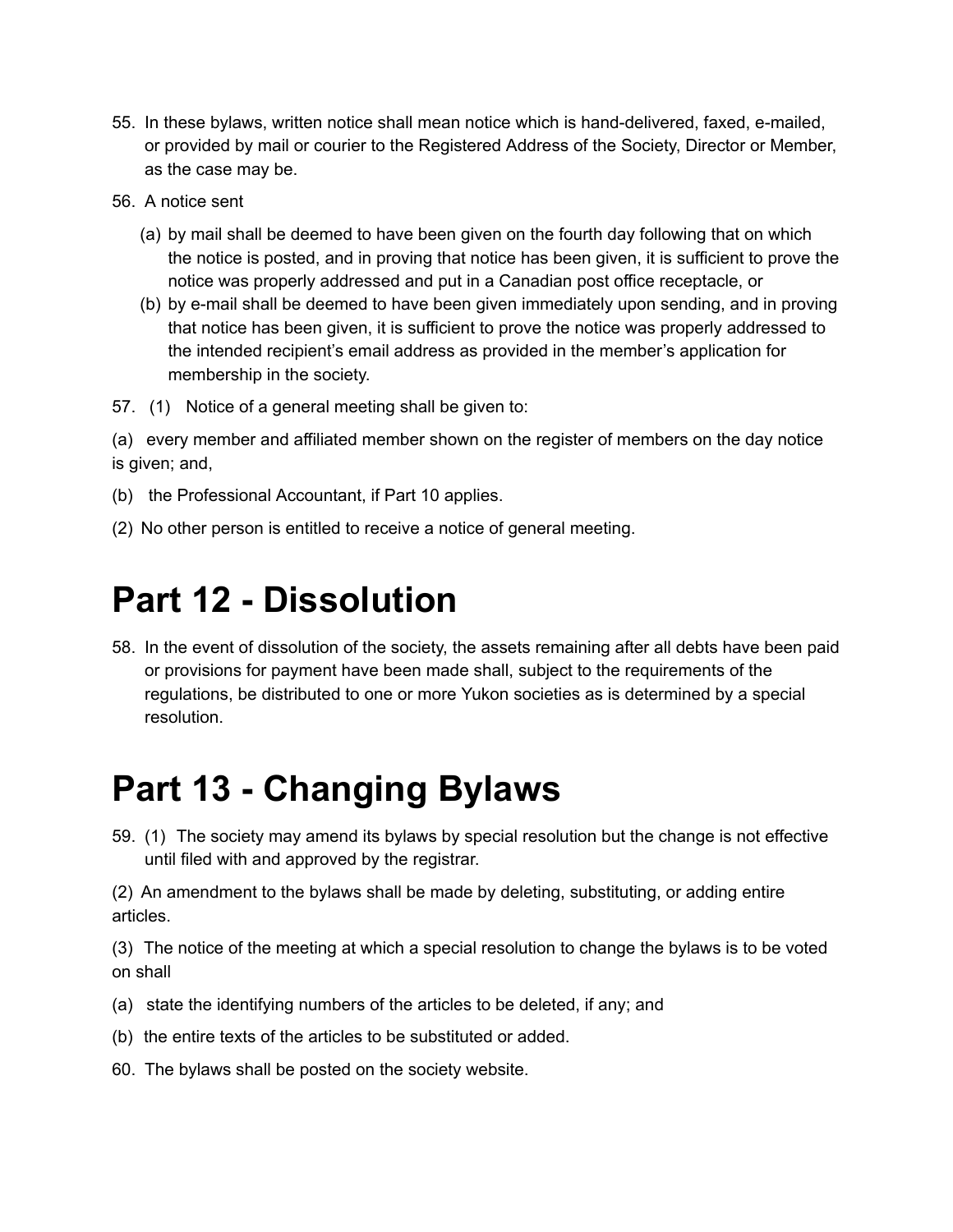55. In these bylaws, written notice shall mean notice which is hand-delivered, faxed, e-mailed, or provided by mail or courier to the Registered Address of the Society, Director or Member, as the case may be.

56. A notice sent

    (a) by mail shall be deemed to have been given on the fourth day following that on which the notice is posted, and in proving that notice has been given, it is sufficient to prove the notice was properly addressed and put in a Canadian post office receptacle, or

    (b) by e-mail shall be deemed to have been given immediately upon sending, and in proving that notice has been given, it is sufficient to prove the notice was properly addressed to the intended recipient's email address as provided in the member's application for membership in the society.

57. (1) Notice of a general meeting shall be given to:

(a) every member and affiliated member shown on the register of members on the day notice is given; and,

(b) the Professional Accountant, if Part 10 applies.

(2) No other person is entitled to receive a notice of general meeting.

# Part 12 - Dissolution

58. In the event of dissolution of the society, the assets remaining after all debts have been paid or provisions for payment have been made shall, subject to the requirements of the regulations, be distributed to one or more Yukon societies as is determined by a special resolution.

# Part 13 - Changing Bylaws

59. (1) The society may amend its bylaws by special resolution but the change is not effective until filed with and approved by the registrar.

(2) An amendment to the bylaws shall be made by deleting, substituting, or adding entire articles.

(3) The notice of the meeting at which a special resolution to change the bylaws is to be voted on shall

(a) state the identifying numbers of the articles to be deleted, if any; and

(b) the entire texts of the articles to be substituted or added.

60. The bylaws shall be posted on the society website.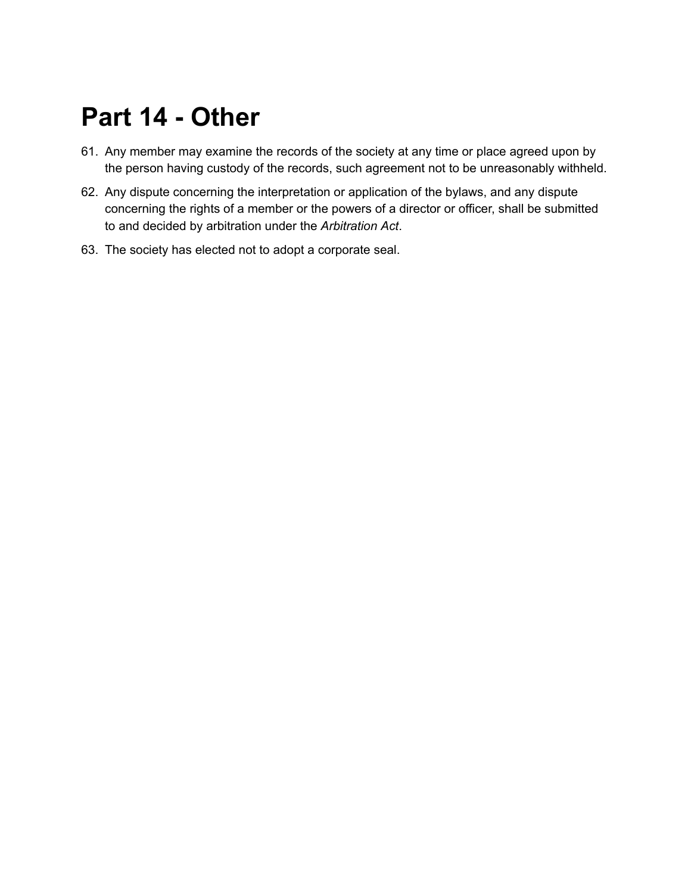# Part 14 - Other

61. Any member may examine the records of the society at any time or place agreed upon by the person having custody of the records, such agreement not to be unreasonably withheld.
62. Any dispute concerning the interpretation or application of the bylaws, and any dispute concerning the rights of a member or the powers of a director or officer, shall be submitted to and decided by arbitration under the *Arbitration Act*.
63. The society has elected not to adopt a corporate seal.